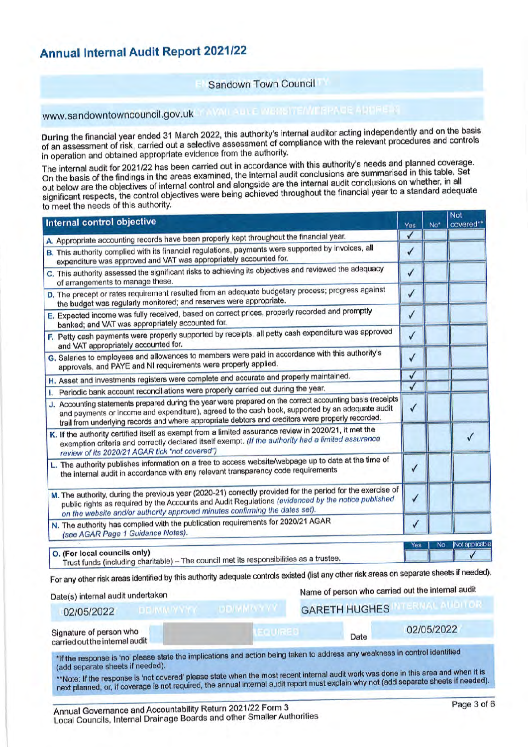# Annual Internal Audit Report 2021/22

Sandown Town Council

www.sandowntowncouncil.gov.uk

During the financial year ended 31 March 2022, this authority's internal auditor acting independently and on the basis of an assessment of risk, carried out a selective assessment of compliance with the relevant procedures and controls in operation and obtained appropriate evidence from the authority.

The internal audit for 2021/22 has been carried out in accordance with this authority's needs and planned coverage. On the basis of the findings in the areas examined, the internal audit conclusions are summarised in this table. Set out below are the objectives of internal control and alongside are the internal audit conclusions on whether, in all significant respects, the control objectives were being achieved throughout the financial year to a standard adequate to meet the needs of this authority.

| Internal control objective | Yes | No* | Not covered** |
|---|---|---|---|
| A. Appropriate accounting records have been properly kept throughout the financial year. | ✓ | | |
| B. This authority complied with its financial regulations, payments were supported by invoices, all expenditure was approved and VAT was appropriately accounted for. | ✓ | | |
| C. This authority assessed the significant risks to achieving its objectives and reviewed the adequacy of arrangements to manage these. | ✓ | | |
| D. The precept or rates requirement resulted from an adequate budgetary process; progress against the budget was regularly monitored; and reserves were appropriate. | ✓ | | |
| E. Expected income was fully received, based on correct prices, properly recorded and promptly banked; and VAT was appropriately accounted for. | ✓ | | |
| F. Petty cash payments were properly supported by receipts, all petty cash expenditure was approved and VAT appropriately accounted for. | ✓ | | |
| G. Salaries to employees and allowances to members were paid in accordance with this authority's approvals, and PAYE and NI requirements were properly applied. | ✓ | | |
| H. Asset and investments registers were complete and accurate and properly maintained. | ✓ | | |
| I. Periodic bank account reconciliations were properly carried out during the year. | ✓ | | |
| J. Accounting statements prepared during the year were prepared on the correct accounting basis (receipts and payments or income and expenditure), agreed to the cash book, supported by an adequate audit trail from underlying records and where appropriate debtors and creditors were properly recorded. | ✓ | | |
| K. If the authority certified itself as exempt from a limited assurance review in 2020/21, it met the exemption criteria and correctly declared itself exempt. *(If the authority had a limited assurance review of its 2020/21 AGAR tick "not covered")* | | | ✓ |
| L. The authority publishes information on a free to access website/webpage up to date at the time of the internal audit in accordance with any relevant transparency code requirements | ✓ | | |
| M. The authority, during the previous year (2020-21) correctly provided for the period for the exercise of public rights as required by the Accounts and Audit Regulations *(evidenced by the notice published on the website and/or authority approved minutes confirming the dates set).* | ✓ | | |
| N. The authority has complied with the publication requirements for 2020/21 AGAR *(see AGAR Page 1 Guidance Notes).* | ✓ | | |

| | Yes | No | Not applicable |
|---|---|---|---|
| O. (For local councils only) Trust funds (including charitable) – The council met its responsibilities as a trustee. | | | ✓ |

For any other risk areas identified by this authority adequate controls existed (list any other risk areas on separate sheets if needed).

Date(s) internal audit undertaken: 02/05/2022

Name of person who carried out the internal audit: GARETH HUGHES

Signature of person who carried out the internal audit: 

Date: 02/05/2022

*If the response is 'no' please state the implications and action being taken to address any weakness in control identified (add separate sheets if needed).

**Note: If the response is 'not covered' please state when the most recent internal audit work was done in this area and when it is next planned; or, if coverage is not required, the annual internal audit report must explain why not (add separate sheets if needed).

Annual Governance and Accountability Return 2021/22 Form 3
Local Councils, Internal Drainage Boards and other Smaller Authorities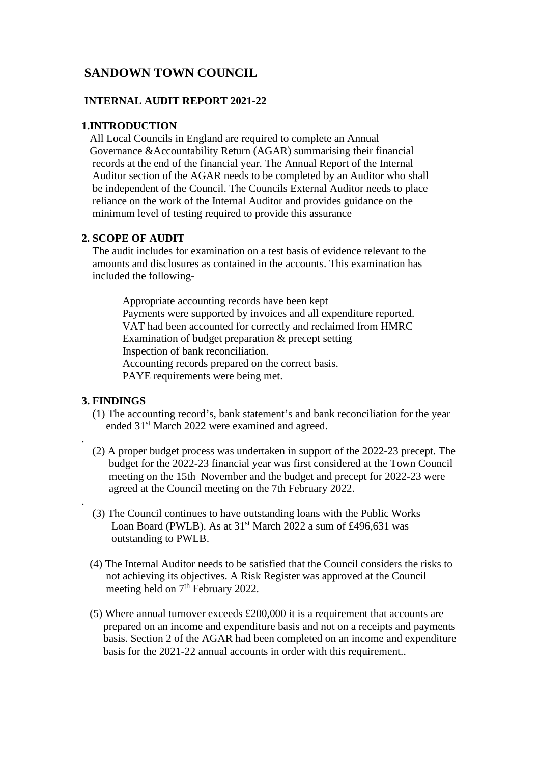# SANDOWN TOWN COUNCIL

## INTERNAL AUDIT REPORT 2021-22

### 1.INTRODUCTION

All Local Councils in England are required to complete an Annual Governance &Accountability Return (AGAR) summarising their financial records at the end of the financial year. The Annual Report of the Internal Auditor section of the AGAR needs to be completed by an Auditor who shall be independent of the Council. The Councils External Auditor needs to place reliance on the work of the Internal Auditor and provides guidance on the minimum level of testing required to provide this assurance

### 2. SCOPE OF AUDIT

The audit includes for examination on a test basis of evidence relevant to the amounts and disclosures as contained in the accounts. This examination has included the following-

Appropriate accounting records have been kept
Payments were supported by invoices and all expenditure reported.
VAT had been accounted for correctly and reclaimed from HMRC
Examination of budget preparation & precept setting
Inspection of bank reconciliation.
Accounting records prepared on the correct basis.
PAYE requirements were being met.

### 3. FINDINGS

(1) The accounting record's, bank statement's and bank reconciliation for the year ended 31st March 2022 were examined and agreed.

.

(2) A proper budget process was undertaken in support of the 2022-23 precept. The budget for the 2022-23 financial year was first considered at the Town Council meeting on the 15th November and the budget and precept for 2022-23 were agreed at the Council meeting on the 7th February 2022.

.

(3) The Council continues to have outstanding loans with the Public Works Loan Board (PWLB). As at 31st March 2022 a sum of £496,631 was outstanding to PWLB.

(4) The Internal Auditor needs to be satisfied that the Council considers the risks to not achieving its objectives. A Risk Register was approved at the Council meeting held on 7th February 2022.

(5) Where annual turnover exceeds £200,000 it is a requirement that accounts are prepared on an income and expenditure basis and not on a receipts and payments basis. Section 2 of the AGAR had been completed on an income and expenditure basis for the 2021-22 annual accounts in order with this requirement..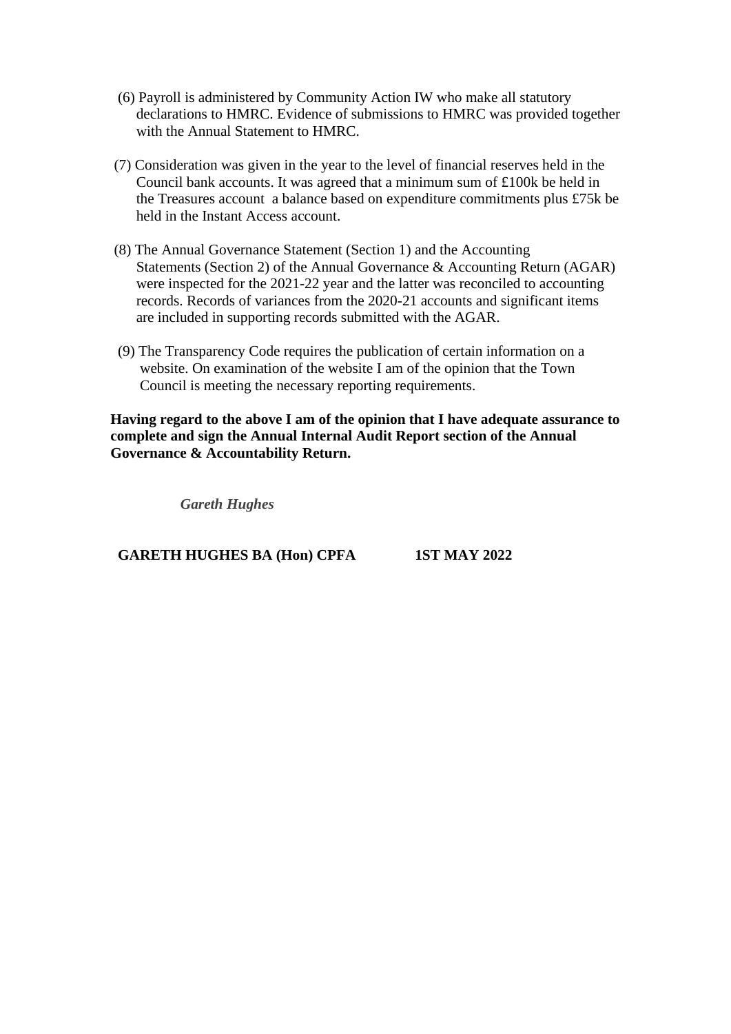(6) Payroll is administered by Community Action IW who make all statutory declarations to HMRC. Evidence of submissions to HMRC was provided together with the Annual Statement to HMRC.

(7) Consideration was given in the year to the level of financial reserves held in the Council bank accounts. It was agreed that a minimum sum of £100k be held in the Treasures account  a balance based on expenditure commitments plus £75k be held in the Instant Access account.

(8) The Annual Governance Statement (Section 1) and the Accounting Statements (Section 2) of the Annual Governance & Accounting Return (AGAR) were inspected for the 2021-22 year and the latter was reconciled to accounting records. Records of variances from the 2020-21 accounts and significant items are included in supporting records submitted with the AGAR.

(9) The Transparency Code requires the publication of certain information on a website. On examination of the website I am of the opinion that the Town Council is meeting the necessary reporting requirements.

**Having regard to the above I am of the opinion that I have adequate assurance to complete and sign the Annual Internal Audit Report section of the Annual Governance & Accountability Return.**

***Gareth Hughes***

**GARETH HUGHES BA (Hon) CPFA** **1ST MAY 2022**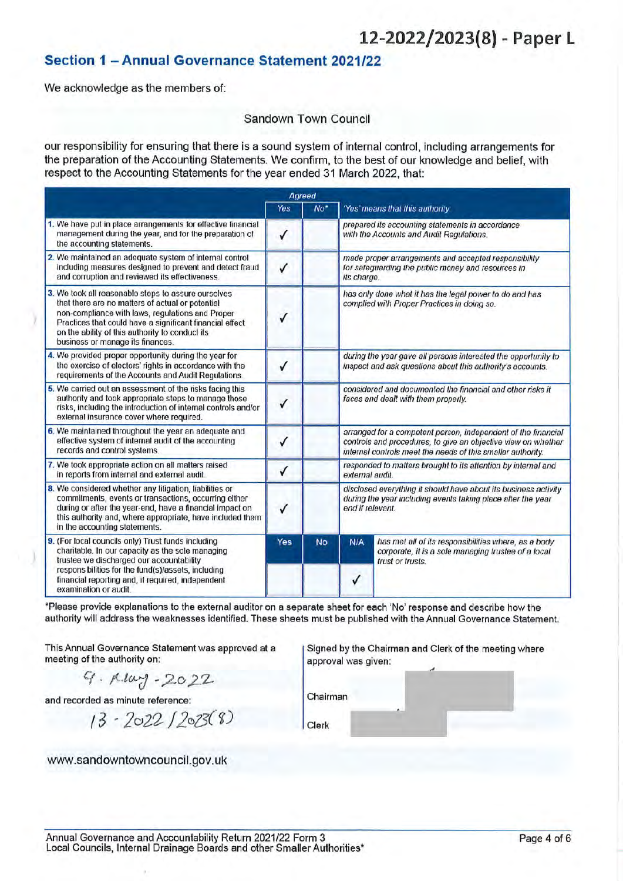12-2022/2023(8) - Paper L

## Section 1 – Annual Governance Statement 2021/22

We acknowledge as the members of:

Sandown Town Council

our responsibility for ensuring that there is a sound system of internal control, including arrangements for the preparation of the Accounting Statements. We confirm, to the best of our knowledge and belief, with respect to the Accounting Statements for the year ended 31 March 2022, that:

| | Agreed Yes | Agreed No* | | 'Yes' means that this authority |
|---|---|---|---|---|
| 1. We have put in place arrangements for effective financial management during the year, and for the preparation of the accounting statements. | ✓ | | | *prepared its accounting statements in accordance with the Accounts and Audit Regulations.* |
| 2. We maintained an adequate system of internal control including measures designed to prevent and detect fraud and corruption and reviewed its effectiveness. | ✓ | | | *made proper arrangements and accepted responsibility for safeguarding the public money and resources in its charge.* |
| 3. We took all reasonable steps to assure ourselves that there are no matters of actual or potential non-compliance with laws, regulations and Proper Practices that could have a significant financial effect on the ability of this authority to conduct its business or manage its finances. | ✓ | | | *has only done what it has the legal power to do and has complied with Proper Practices in doing so.* |
| 4. We provided proper opportunity during the year for the exercise of electors' rights in accordance with the requirements of the Accounts and Audit Regulations. | ✓ | | | *during the year gave all persons interested the opportunity to inspect and ask questions about this authority's accounts.* |
| 5. We carried out an assessment of the risks facing this authority and took appropriate steps to manage those risks, including the introduction of internal controls and/or external insurance cover where required. | ✓ | | | *considered and documented the financial and other risks it faces and dealt with them properly.* |
| 6. We maintained throughout the year an adequate and effective system of internal audit of the accounting records and control systems. | ✓ | | | *arranged for a competent person, independent of the financial controls and procedures, to give an objective view on whether internal controls meet the needs of this smaller authority.* |
| 7. We took appropriate action on all matters raised in reports from internal and external audit. | ✓ | | | *responded to matters brought to its attention by internal and external audit.* |
| 8. We considered whether any litigation, liabilities or commitments, events or transactions, occurring either during or after the year-end, have a financial impact on this authority and, where appropriate, have included them in the accounting statements. | ✓ | | | *disclosed everything it should have about its business activity during the year including events taking place after the year end if relevant.* |
| 9. (For local councils only) Trust funds including charitable. In our capacity as the sole managing trustee we discharged our accountability responsibilities for the fund(s)/assets, including financial reporting and, if required, independent examination or audit. | Yes | No | N/A | *has met all of its responsibilities where, as a body corporate, it is a sole managing trustee of a local trust or trusts.* |
| | | | ✓ | |

*Please provide explanations to the external auditor on a separate sheet for each 'No' response and describe how the authority will address the weaknesses identified. These sheets must be published with the Annual Governance Statement.

This Annual Governance Statement was approved at a meeting of the authority on:

9 - May - 2022

and recorded as minute reference:

13 - 2022 / 2023(8)

Signed by the Chairman and Clerk of the meeting where approval was given:

Chairman

Clerk

www.sandowntowncouncil.gov.uk

Annual Governance and Accountability Return 2021/22 Form 3
Local Councils, Internal Drainage Boards and other Smaller Authorities*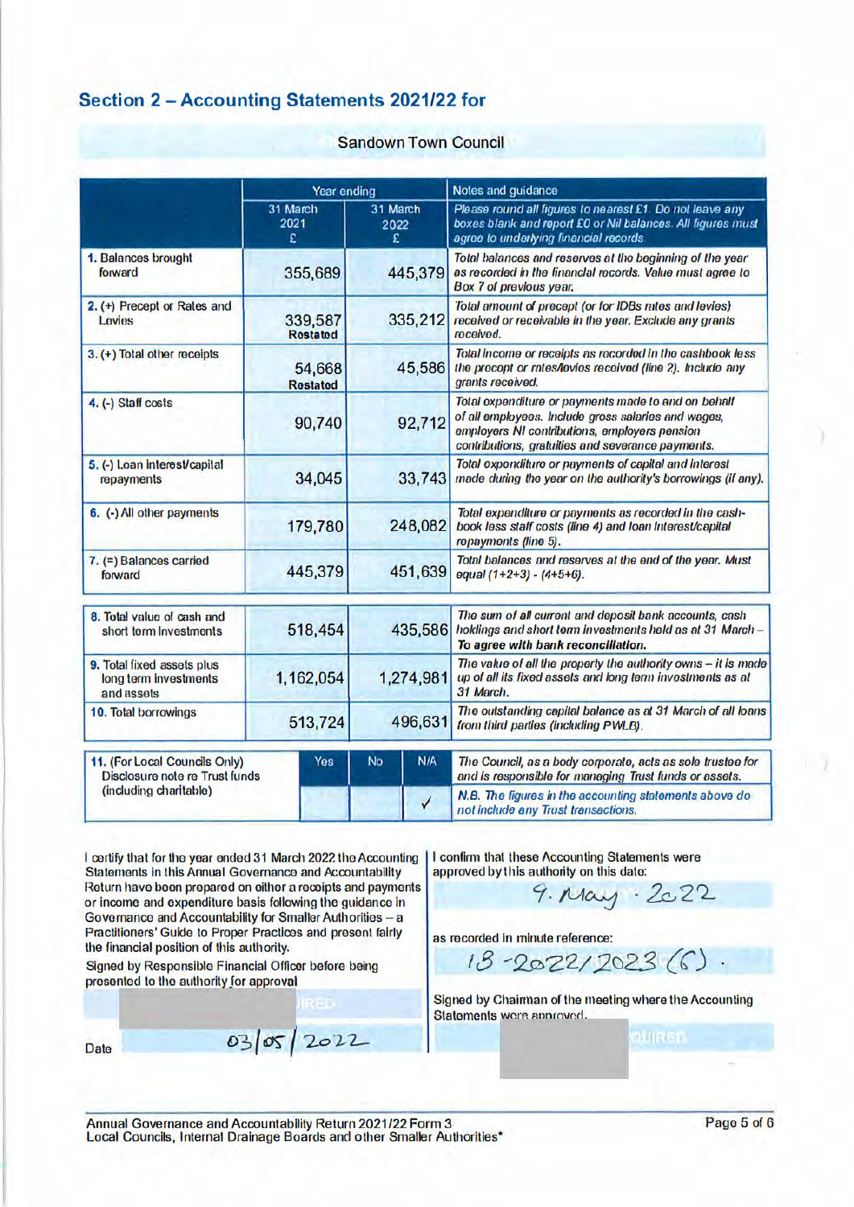## Section 2 – Accounting Statements 2021/22 for

Sandown Town Council

| | Year ending | | Notes and guidance |
|---|---|---|---|
| | 31 March 2021 £ | 31 March 2022 £ | *Please round all figures to nearest £1. Do not leave any boxes blank and report £0 or Nil balances. All figures must agree to underlying financial records.* |
| 1. Balances brought forward | 355,689 | 445,379 | *Total balances and reserves at the beginning of the year as recorded in the financial records. Value must agree to Box 7 of previous year.* |
| 2. (+) Precept or Rates and Levies | 339,587 Restated | 335,212 | *Total amount of precept (or for IDBs rates and levies) received or receivable in the year. Exclude any grants received.* |
| 3. (+) Total other receipts | 54,668 Restated | 45,586 | *Total income or receipts as recorded in the cashbook less the precept or rates/levies received (line 2). Include any grants received.* |
| 4. (-) Staff costs | 90,740 | 92,712 | *Total expenditure or payments made to and on behalf of all employees. Include gross salaries and wages, employers NI contributions, employers pension contributions, gratuities and severance payments.* |
| 5. (-) Loan interest/capital repayments | 34,045 | 33,743 | *Total expenditure or payments of capital and interest made during the year on the authority's borrowings (if any).* |
| 6. (-) All other payments | 179,780 | 248,082 | *Total expenditure or payments as recorded in the cash-book less staff costs (line 4) and loan interest/capital repayments (line 5).* |
| 7. (=) Balances carried forward | 445,379 | 451,639 | *Total balances and reserves at the end of the year. Must equal (1+2+3) - (4+5+6).* |
| 8. Total value of cash and short term investments | 518,454 | 435,586 | *The sum of all current and deposit bank accounts, cash holdings and short term investments held as at 31 March – **To agree with bank reconciliation.*** |
| 9. Total fixed assets plus long term investments and assets | 1,162,054 | 1,274,981 | *The value of all the property the authority owns – it is made up of all its fixed assets and long term investments as at 31 March.* |
| 10. Total borrowings | 513,724 | 496,631 | *The outstanding capital balance as at 31 March of all loans from third parties (including PWLB).* |

| 11. (For Local Councils Only) Disclosure note re Trust funds (including charitable) | Yes | No | N/A | |
|---|---|---|---|---|
| | | | ✓ | *The Council, as a body corporate, acts as sole trustee for and is responsible for managing Trust funds or assets.* *N.B. The figures in the accounting statements above do not include any Trust transactions.* |

I certify that for the year ended 31 March 2022 the Accounting Statements in this Annual Governance and Accountability Return have been prepared on either a receipts and payments or income and expenditure basis following the guidance in Governance and Accountability for Smaller Authorities – a Practitioners' Guide to Proper Practices and present fairly the financial position of this authority.

Signed by Responsible Financial Officer before being presented to the authority for approval

Date 03/05/2022

I confirm that these Accounting Statements were approved by this authority on this date:

9. May . 2022

as recorded in minute reference:

13 -2022/2023 (6).

Signed by Chairman of the meeting where the Accounting Statements were approved.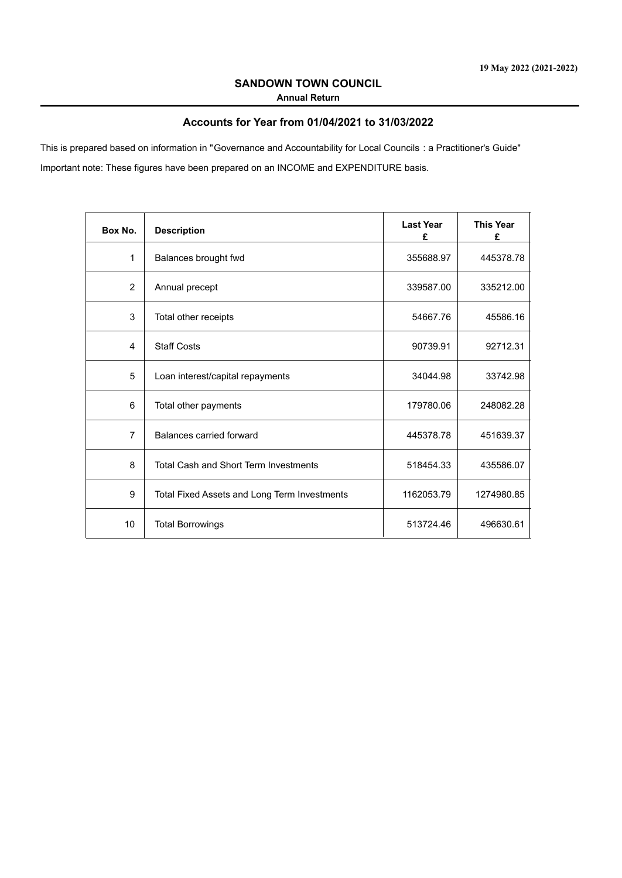19 May 2022 (2021-2022)

# SANDOWN TOWN COUNCIL

**Annual Return**

## Accounts for Year from 01/04/2021 to 31/03/2022

This is prepared based on information in "Governance and Accountability for Local Councils : a Practitioner's Guide"

Important note: These figures have been prepared on an INCOME and EXPENDITURE basis.

| Box No. | Description | Last Year £ | This Year £ |
|---|---|---|---|
| 1 | Balances brought fwd | 355688.97 | 445378.78 |
| 2 | Annual precept | 339587.00 | 335212.00 |
| 3 | Total other receipts | 54667.76 | 45586.16 |
| 4 | Staff Costs | 90739.91 | 92712.31 |
| 5 | Loan interest/capital repayments | 34044.98 | 33742.98 |
| 6 | Total other payments | 179780.06 | 248082.28 |
| 7 | Balances carried forward | 445378.78 | 451639.37 |
| 8 | Total Cash and Short Term Investments | 518454.33 | 435586.07 |
| 9 | Total Fixed Assets and Long Term Investments | 1162053.79 | 1274980.85 |
| 10 | Total Borrowings | 513724.46 | 496630.61 |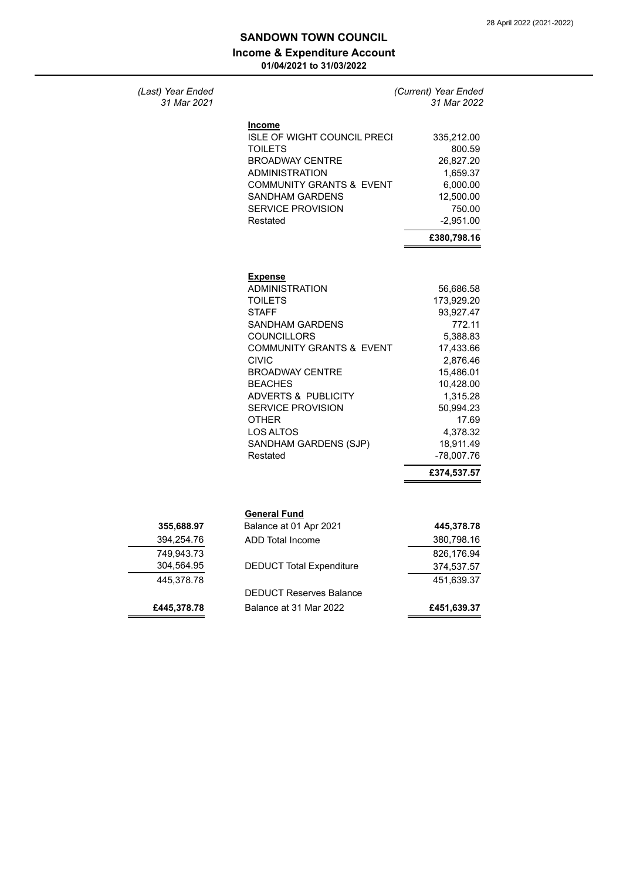# SANDOWN TOWN COUNCIL

## Income & Expenditure Account

**01/04/2021 to 31/03/2022**

| *(Last) Year Ended 31 Mar 2021* | | *(Current) Year Ended 31 Mar 2022* |
|---|---|---|
| | **Income** | |
| | ISLE OF WIGHT COUNCIL PRECI | 335,212.00 |
| | TOILETS | 800.59 |
| | BROADWAY CENTRE | 26,827.20 |
| | ADMINISTRATION | 1,659.37 |
| | COMMUNITY GRANTS & EVENT | 6,000.00 |
| | SANDHAM GARDENS | 12,500.00 |
| | SERVICE PROVISION | 750.00 |
| | Restated | -2,951.00 |
| | | **£380,798.16** |
| | **Expense** | |
| | ADMINISTRATION | 56,686.58 |
| | TOILETS | 173,929.20 |
| | STAFF | 93,927.47 |
| | SANDHAM GARDENS | 772.11 |
| | COUNCILLORS | 5,388.83 |
| | COMMUNITY GRANTS & EVENT | 17,433.66 |
| | CIVIC | 2,876.46 |
| | BROADWAY CENTRE | 15,486.01 |
| | BEACHES | 10,428.00 |
| | ADVERTS & PUBLICITY | 1,315.28 |
| | SERVICE PROVISION | 50,994.23 |
| | OTHER | 17.69 |
| | LOS ALTOS | 4,378.32 |
| | SANDHAM GARDENS (SJP) | 18,911.49 |
| | Restated | -78,007.76 |
| | | **£374,537.57** |
| | **General Fund** | |
| **355,688.97** | Balance at 01 Apr 2021 | **445,378.78** |
| 394,254.76 | ADD Total Income | 380,798.16 |
| 749,943.73 | | 826,176.94 |
| 304,564.95 | DEDUCT Total Expenditure | 374,537.57 |
| 445,378.78 | | 451,639.37 |
| | DEDUCT Reserves Balance | |
| **£445,378.78** | Balance at 31 Mar 2022 | **£451,639.37** |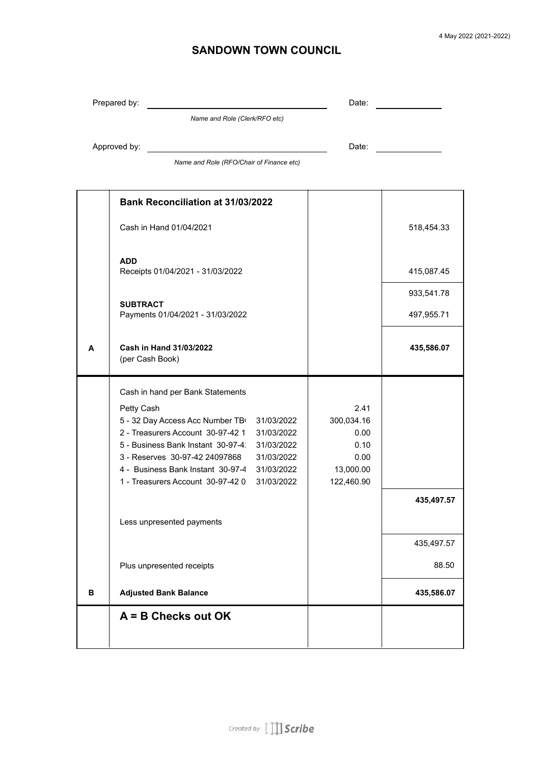# SANDOWN TOWN COUNCIL

Prepared by: ______________________________ Date: __________

*Name and Role (Clerk/RFO etc)*

Approved by: ______________________________ Date: __________

*Name and Role (RFO/Chair of Finance etc)*

| | **Bank Reconciliation at 31/03/2022** | | | |
|---|---|---|---|---|
| | Cash in Hand 01/04/2021 | | | 518,454.33 |
| | **ADD** Receipts 01/04/2021 - 31/03/2022 | | | 415,087.45 |
| | | | | 933,541.78 |
| | **SUBTRACT** Payments 01/04/2021 - 31/03/2022 | | | 497,955.71 |
| **A** | **Cash in Hand 31/03/2022** (per Cash Book) | | | **435,586.07** |
| | Cash in hand per Bank Statements | | | |
| | Petty Cash | | 2.41 | |
| | 5 - 32 Day Access Acc Number TB | 31/03/2022 | 300,034.16 | |
| | 2 - Treasurers Account 30-97-42 1 | 31/03/2022 | 0.00 | |
| | 5 - Business Bank Instant 30-97-4 | 31/03/2022 | 0.10 | |
| | 3 - Reserves 30-97-42 24097868 | 31/03/2022 | 0.00 | |
| | 4 - Business Bank Instant 30-97-4 | 31/03/2022 | 13,000.00 | |
| | 1 - Treasurers Account 30-97-42 0 | 31/03/2022 | 122,460.90 | |
| | | | | **435,497.57** |
| | Less unpresented payments | | | |
| | | | | 435,497.57 |
| | Plus unpresented receipts | | | 88.50 |
| **B** | **Adjusted Bank Balance** | | | **435,586.07** |
| | **A = B Checks out OK** | | | |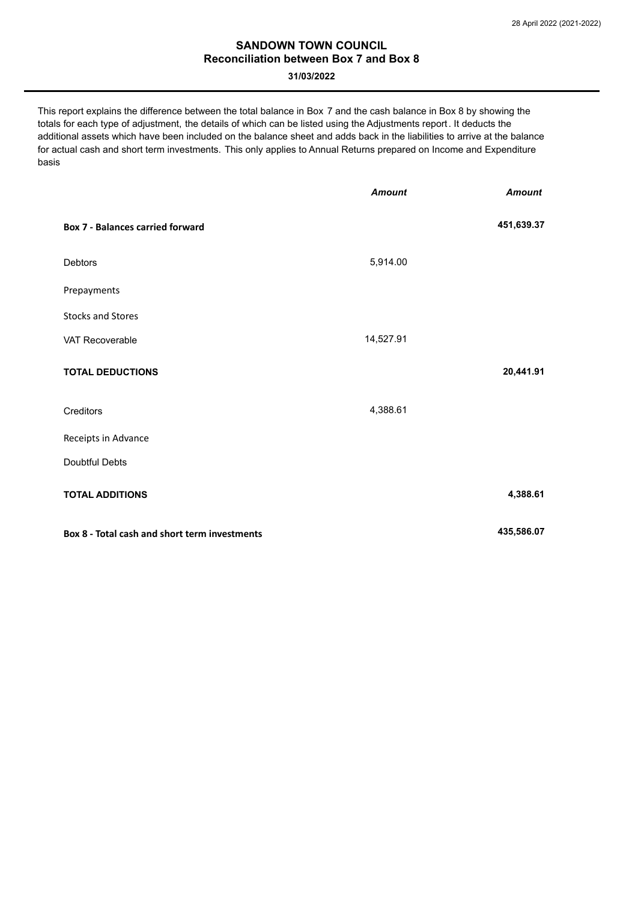## SANDOWN TOWN COUNCIL
### Reconciliation between Box 7 and Box 8

**31/03/2022**

This report explains the difference between the total balance in Box 7 and the cash balance in Box 8 by showing the totals for each type of adjustment, the details of which can be listed using the Adjustments report. It deducts the additional assets which have been included on the balance sheet and adds back in the liabilities to arrive at the balance for actual cash and short term investments. This only applies to Annual Returns prepared on Income and Expenditure basis

| | *Amount* | *Amount* |
|---|---|---|
| **Box 7 - Balances carried forward** | | **451,639.37** |
| Debtors | 5,914.00 | |
| Prepayments | | |
| Stocks and Stores | | |
| VAT Recoverable | 14,527.91 | |
| **TOTAL DEDUCTIONS** | | **20,441.91** |
| Creditors | 4,388.61 | |
| Receipts in Advance | | |
| Doubtful Debts | | |
| **TOTAL ADDITIONS** | | **4,388.61** |
| **Box 8 - Total cash and short term investments** | | **435,586.07** |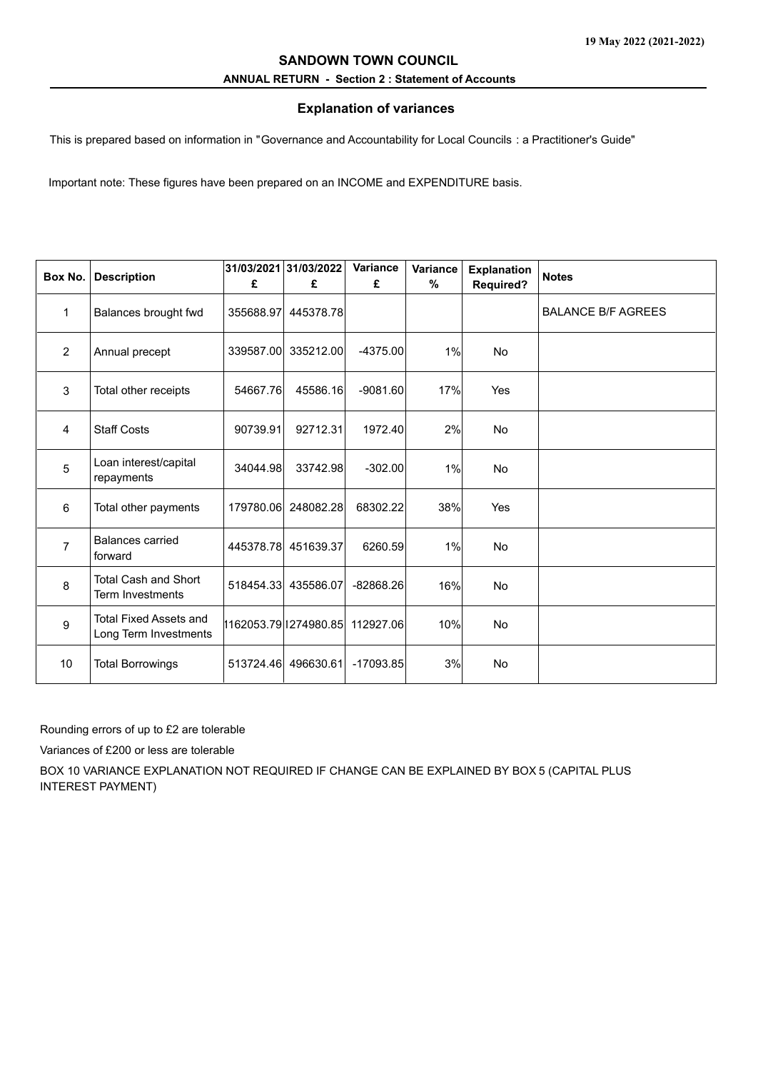19 May 2022 (2021-2022)

## SANDOWN TOWN COUNCIL

### ANNUAL RETURN - Section 2 : Statement of Accounts

### Explanation of variances

This is prepared based on information in "Governance and Accountability for Local Councils : a Practitioner's Guide"

Important note: These figures have been prepared on an INCOME and EXPENDITURE basis.

| Box No. | Description | 31/03/2021 £ | 31/03/2022 £ | Variance £ | Variance % | Explanation Required? | Notes |
|---|---|---|---|---|---|---|---|
| 1 | Balances brought fwd | 355688.97 | 445378.78 | | | | BALANCE B/F AGREES |
| 2 | Annual precept | 339587.00 | 335212.00 | -4375.00 | 1% | No | |
| 3 | Total other receipts | 54667.76 | 45586.16 | -9081.60 | 17% | Yes | |
| 4 | Staff Costs | 90739.91 | 92712.31 | 1972.40 | 2% | No | |
| 5 | Loan interest/capital repayments | 34044.98 | 33742.98 | -302.00 | 1% | No | |
| 6 | Total other payments | 179780.06 | 248082.28 | 68302.22 | 38% | Yes | |
| 7 | Balances carried forward | 445378.78 | 451639.37 | 6260.59 | 1% | No | |
| 8 | Total Cash and Short Term Investments | 518454.33 | 435586.07 | -82868.26 | 16% | No | |
| 9 | Total Fixed Assets and Long Term Investments | 1162053.79 | 1274980.85 | 112927.06 | 10% | No | |
| 10 | Total Borrowings | 513724.46 | 496630.61 | -17093.85 | 3% | No | |

Rounding errors of up to £2 are tolerable

Variances of £200 or less are tolerable

BOX 10 VARIANCE EXPLANATION NOT REQUIRED IF CHANGE CAN BE EXPLAINED BY BOX 5 (CAPITAL PLUS INTEREST PAYMENT)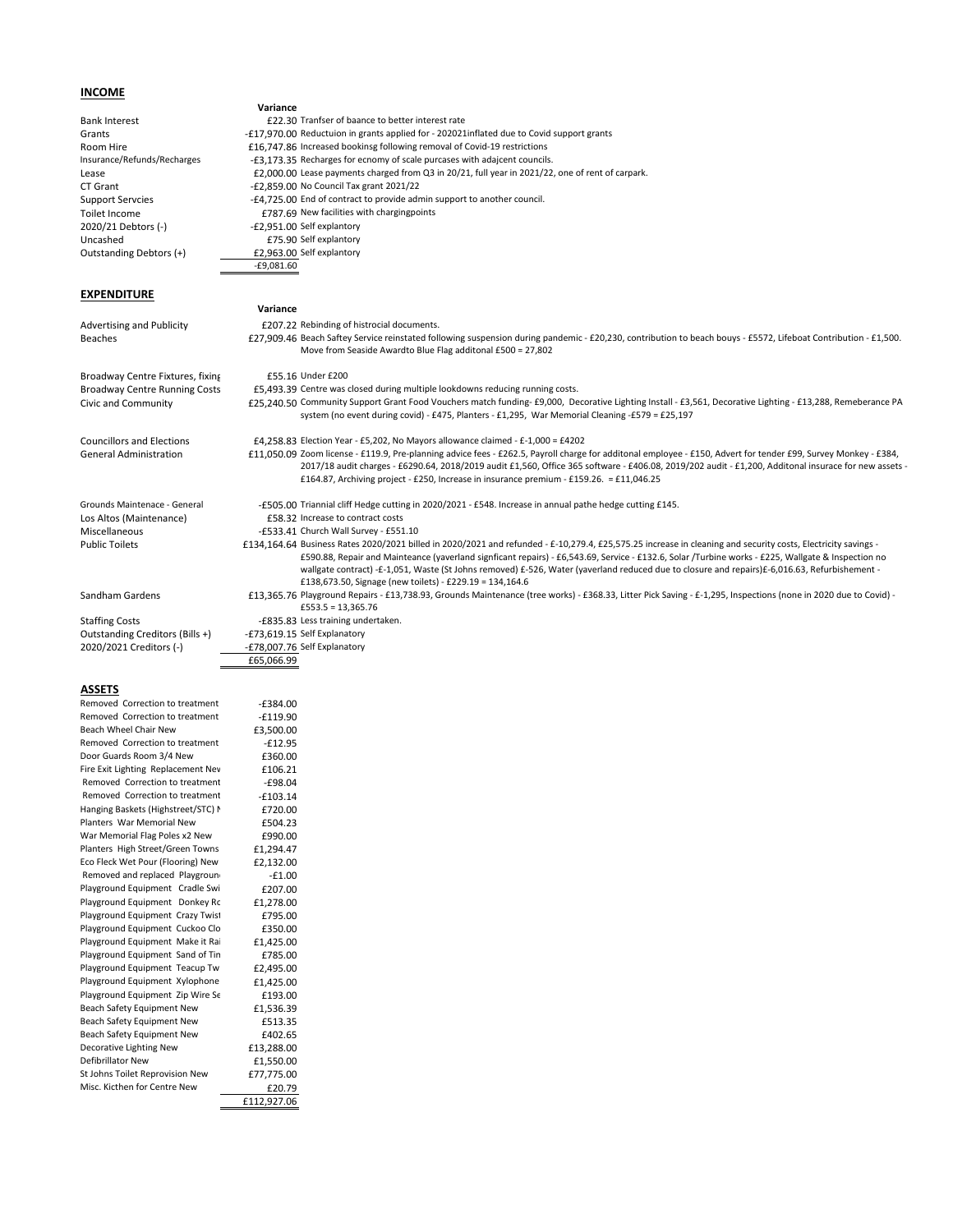## INCOME

| | Variance | |
|---|---|---|
| Bank Interest | £22.30 | Tranfser of baance to better interest rate |
| Grants | -£17,970.00 | Reductuion in grants applied for - 202021inflated due to Covid support grants |
| Room Hire | £16,747.86 | Increased bookinsg following removal of Covid-19 restrictions |
| Insurance/Refunds/Recharges | -£3,173.35 | Recharges for ecnomy of scale purcases with adajcent councils. |
| Lease | £2,000.00 | Lease payments charged from Q3 in 20/21, full year in 2021/22, one of rent of carpark. |
| CT Grant | -£2,859.00 | No Council Tax grant 2021/22 |
| Support Servcies | -£4,725.00 | End of contract to provide admin support to another council. |
| Toilet Income | £787.69 | New facilities with chargingpoints |
| 2020/21 Debtors (-) | -£2,951.00 | Self explantory |
| Uncashed | £75.90 | Self explantory |
| Outstanding Debtors (+) | £2,963.00 | Self explantory |
| | -£9,081.60 | |

## EXPENDITURE

| | Variance | |
|---|---|---|
| Advertising and Publicity | £207.22 | Rebinding of histrocial documents. |
| Beaches | £27,909.46 | Beach Saftey Service reinstated following suspension during pandemic - £20,230, contribution to beach bouys - £5572, Lifeboat Contribution - £1,500. Move from Seaside Awardto Blue Flag additonal £500 = 27,802 |
| Broadway Centre Fixtures, fixing | £55.16 | Under £200 |
| Broadway Centre Running Costs | £5,493.39 | Centre was closed during multiple lookdowns reducing running costs. |
| Civic and Community | £25,240.50 | Community Support Grant Food Vouchers match funding- £9,000, Decorative Lighting Install - £3,561, Decorative Lighting - £13,288, Remeberance PA system (no event during covid) - £475, Planters - £1,295, War Memorial Cleaning -£579 = £25,197 |
| Councillors and Elections | £4,258.83 | Election Year - £5,202, No Mayors allowance claimed - £-1,000 = £4202 |
| General Administration | £11,050.09 | Zoom license - £119.9, Pre-planning advice fees - £262.5, Payroll charge for additonal employee - £150, Advert for tender £99, Survey Monkey - £384, 2017/18 audit charges - £6290.64, 2018/2019 audit £1,560, Office 365 software - £406.08, 2019/202 audit - £1,200, Additonal insurace for new assets - £164.87, Archiving project - £250, Increase in insurance premium - £159.26. = £11,046.25 |
| Grounds Maintenace - General | -£505.00 | Triannial cliff Hedge cutting in 2020/2021 - £548. Increase in annual pathe hedge cutting £145. |
| Los Altos (Maintenance) | £58.32 | Increase to contract costs |
| Miscellaneous | -£533.41 | Church Wall Survey - £551.10 |
| Public Toilets | £134,164.64 | Business Rates 2020/2021 billed in 2020/2021 and refunded - £-10,279.4, £25,575.25 increase in cleaning and security costs, Electricity savings - £590.88, Repair and Mainteance (yaverland signficant repairs) - £6,543.69, Service - £132.6, Solar /Turbine works - £225, Wallgate & Inspection no wallgate contract) -£-1,051, Waste (St Johns removed) £-526, Water (yaverland reduced due to closure and repairs)£-6,016.63, Refurbishement - £138,673.50, Signage (new toilets) - £229.19 = 134,164.6 |
| Sandham Gardens | £13,365.76 | Playground Repairs - £13,738.93, Grounds Maintenance (tree works) - £368.33, Litter Pick Saving - £-1,295, Inspections (none in 2020 due to Covid) - £553.5 = 13,365.76 |
| Staffing Costs | -£835.83 | Less training undertaken. |
| Outstanding Creditors (Bills +) | -£73,619.15 | Self Explanatory |
| 2020/2021 Creditors (-) | -£78,007.76 | Self Explanatory |
| | £65,066.99 | |

## ASSETS

| | |
|---|---|
| Removed Correction to treatment | -£384.00 |
| Removed Correction to treatment | -£119.90 |
| Beach Wheel Chair New | £3,500.00 |
| Removed Correction to treatment | -£12.95 |
| Door Guards Room 3/4 New | £360.00 |
| Fire Exit Lighting Replacement Nev | £106.21 |
| Removed Correction to treatment | -£98.04 |
| Removed Correction to treatment | -£103.14 |
| Hanging Baskets (Highstreet/STC) N | £720.00 |
| Planters War Memorial New | £504.23 |
| War Memorial Flag Poles x2 New | £990.00 |
| Planters High Street/Green Towns | £1,294.47 |
| Eco Fleck Wet Pour (Flooring) New | £2,132.00 |
| Removed and replaced Playgroun | -£1.00 |
| Playground Equipment Cradle Swi | £207.00 |
| Playground Equipment Donkey Rc | £1,278.00 |
| Playground Equipment Crazy Twist | £795.00 |
| Playground Equipment Cuckoo Clo | £350.00 |
| Playground Equipment Make it Rai | £1,425.00 |
| Playground Equipment Sand of Tin | £785.00 |
| Playground Equipment Teacup Tw | £2,495.00 |
| Playground Equipment Xylophone | £1,425.00 |
| Playground Equipment Zip Wire Se | £193.00 |
| Beach Safety Equipment New | £1,536.39 |
| Beach Safety Equipment New | £513.35 |
| Beach Safety Equipment New | £402.65 |
| Decorative Lighting New | £13,288.00 |
| Defibrillator New | £1,550.00 |
| St Johns Toilet Reprovision New | £77,775.00 |
| Misc. Kicthen for Centre New | £20.79 |
| | £112,927.06 |